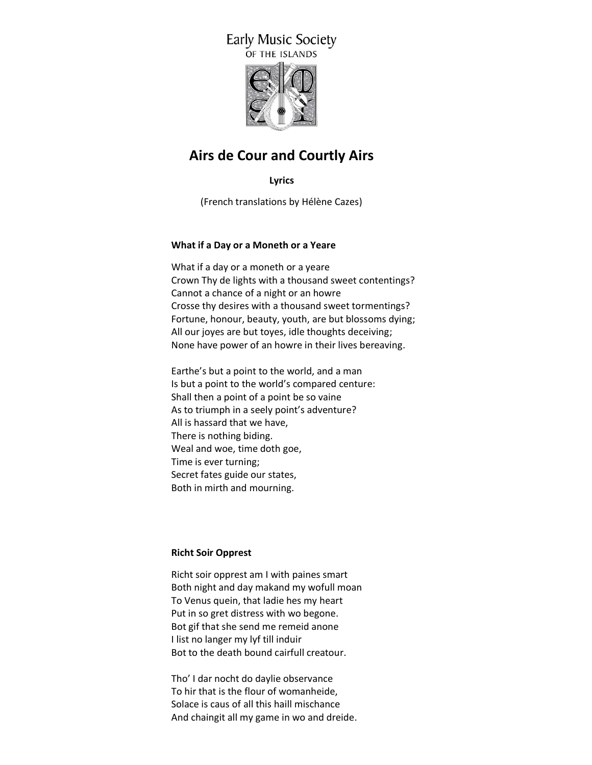Early Music Society
OF THE ISLANDS

# Airs de Cour and Courtly Airs

**Lyrics**

(French translations by Hélène Cazes)

### What if a Day or a Moneth or a Yeare

What if a day or a moneth or a yeare
Crown Thy de lights with a thousand sweet contentings?
Cannot a chance of a night or an howre
Crosse thy desires with a thousand sweet tormentings?
Fortune, honour, beauty, youth, are but blossoms dying;
All our joyes are but toyes, idle thoughts deceiving;
None have power of an howre in their lives bereaving.

Earthe's but a point to the world, and a man
Is but a point to the world's compared centure:
Shall then a point of a point be so vaine
As to triumph in a seely point's adventure?
All is hassard that we have,
There is nothing biding.
Weal and woe, time doth goe,
Time is ever turning;
Secret fates guide our states,
Both in mirth and mourning.

### Richt Soir Opprest

Richt soir opprest am I with paines smart
Both night and day makand my wofull moan
To Venus quein, that ladie hes my heart
Put in so gret distress with wo begone.
Bot gif that she send me remeid anone
I list no langer my lyf till induir
Bot to the death bound cairfull creatour.

Tho' I dar nocht do daylie observance
To hir that is the flour of womanheide,
Solace is caus of all this haill mischance
And chaingit all my game in wo and dreide.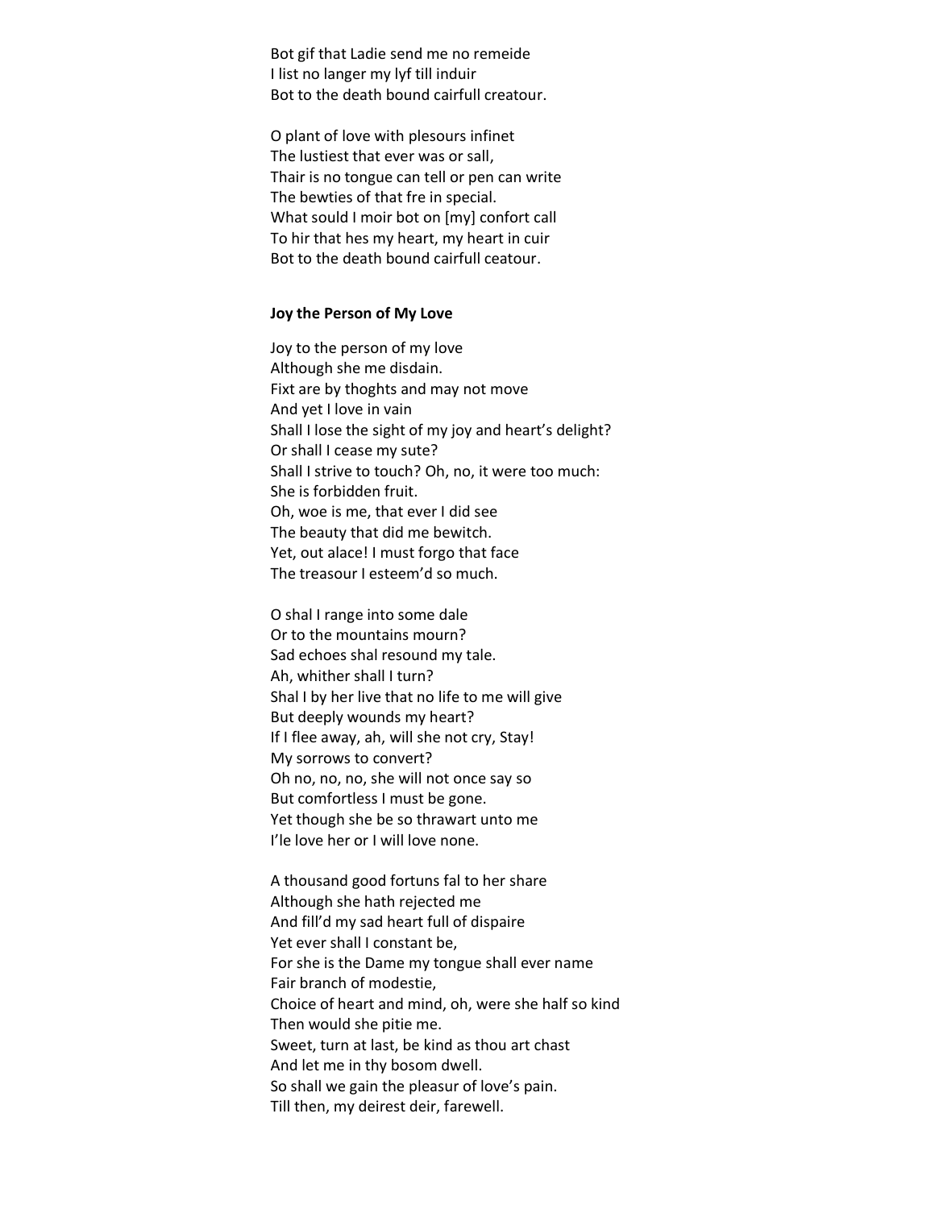Bot gif that Ladie send me no remeide
I list no langer my lyf till induir
Bot to the death bound cairfull creatour.

O plant of love with plesours infinet
The lustiest that ever was or sall,
Thair is no tongue can tell or pen can write
The bewties of that fre in special.
What sould I moir bot on [my] confort call
To hir that hes my heart, my heart in cuir
Bot to the death bound cairfull ceatour.

**Joy the Person of My Love**

Joy to the person of my love
Although she me disdain.
Fixt are by thoghts and may not move
And yet I love in vain
Shall I lose the sight of my joy and heart's delight?
Or shall I cease my sute?
Shall I strive to touch? Oh, no, it were too much:
She is forbidden fruit.
Oh, woe is me, that ever I did see
The beauty that did me bewitch.
Yet, out alace! I must forgo that face
The treasour I esteem'd so much.

O shal I range into some dale
Or to the mountains mourn?
Sad echoes shal resound my tale.
Ah, whither shall I turn?
Shal I by her live that no life to me will give
But deeply wounds my heart?
If I flee away, ah, will she not cry, Stay!
My sorrows to convert?
Oh no, no, no, she will not once say so
But comfortless I must be gone.
Yet though she be so thrawart unto me
I'le love her or I will love none.

A thousand good fortuns fal to her share
Although she hath rejected me
And fill'd my sad heart full of dispaire
Yet ever shall I constant be,
For she is the Dame my tongue shall ever name
Fair branch of modestie,
Choice of heart and mind, oh, were she half so kind
Then would she pitie me.
Sweet, turn at last, be kind as thou art chast
And let me in thy bosom dwell.
So shall we gain the pleasur of love's pain.
Till then, my deirest deir, farewell.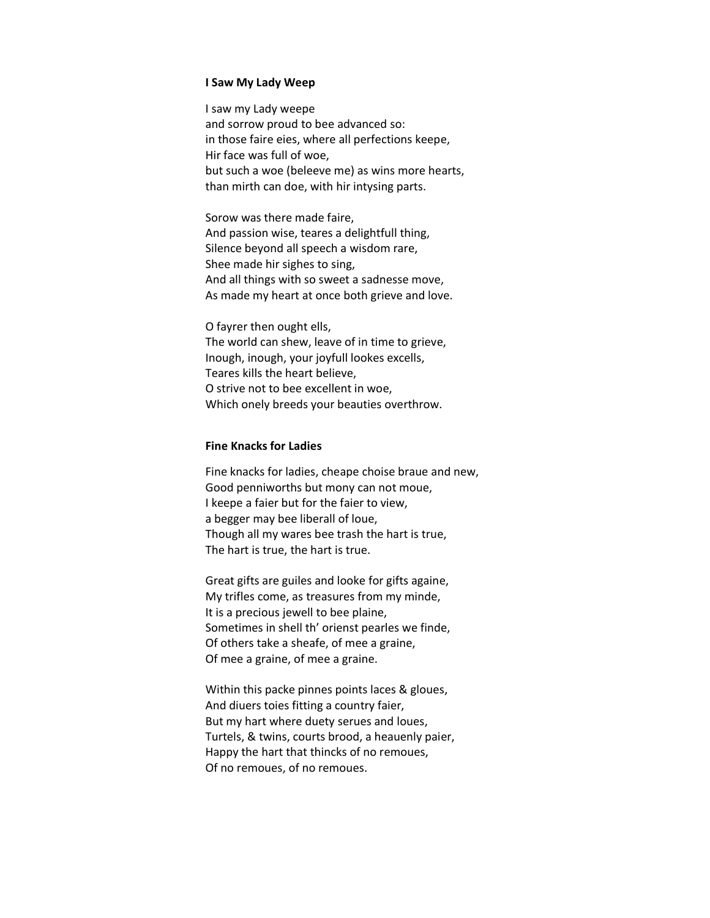**I Saw My Lady Weep**

I saw my Lady weepe  
and sorrow proud to bee advanced so:  
in those faire eies, where all perfections keepe,  
Hir face was full of woe,  
but such a woe (beleeve me) as wins more hearts,  
than mirth can doe, with hir intysing parts.

Sorow was there made faire,  
And passion wise, teares a delightfull thing,  
Silence beyond all speech a wisdom rare,  
Shee made hir sighes to sing,  
And all things with so sweet a sadnesse move,  
As made my heart at once both grieve and love.

O fayrer then ought ells,  
The world can shew, leave of in time to grieve,  
Inough, inough, your joyfull lookes excells,  
Teares kills the heart believe,  
O strive not to bee excellent in woe,  
Which onely breeds your beauties overthrow.

**Fine Knacks for Ladies**

Fine knacks for ladies, cheape choise braue and new,  
Good penniworths but mony can not moue,  
I keepe a faier but for the faier to view,  
a begger may bee liberall of loue,  
Though all my wares bee trash the hart is true,  
The hart is true, the hart is true.

Great gifts are guiles and looke for gifts againe,  
My trifles come, as treasures from my minde,  
It is a precious jewell to bee plaine,  
Sometimes in shell th' orienst pearles we finde,  
Of others take a sheafe, of mee a graine,  
Of mee a graine, of mee a graine.

Within this packe pinnes points laces & gloues,  
And diuers toies fitting a country faier,  
But my hart where duety serues and loues,  
Turtels, & twins, courts brood, a heauenly paier,  
Happy the hart that thincks of no remoues,  
Of no remoues, of no remoues.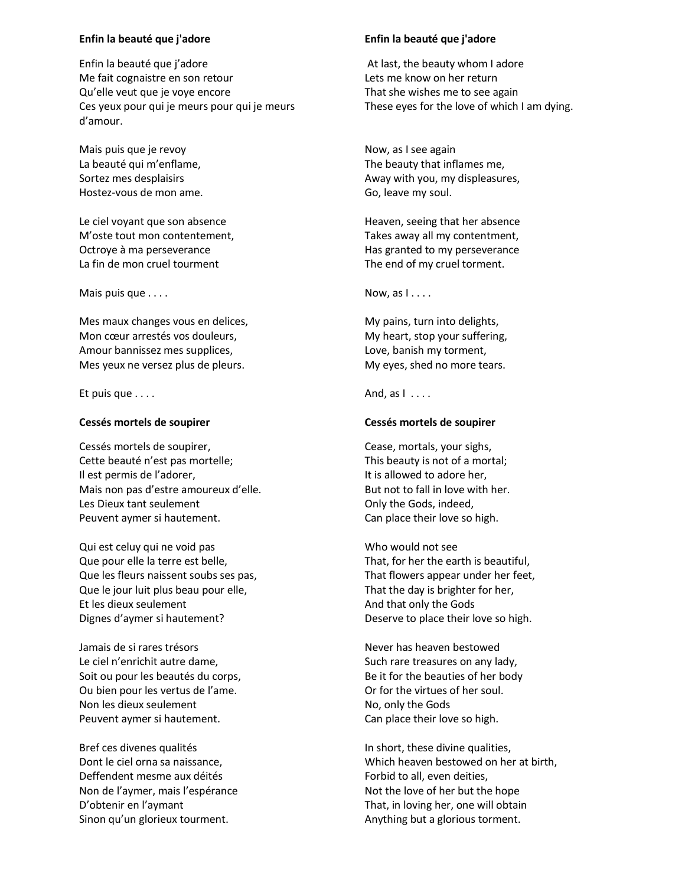### Enfin la beauté que j'adore

Enfin la beauté que j'adore
Me fait cognaistre en son retour
Qu'elle veut que je voye encore
Ces yeux pour qui je meurs pour qui je meurs d'amour.

Mais puis que je revoy
La beauté qui m'enflame,
Sortez mes desplaisirs
Hostez-vous de mon ame.

Le ciel voyant que son absence
M'oste tout mon contentement,
Octroye à ma perseverance
La fin de mon cruel tourment

Mais puis que . . . .

Mes maux changes vous en delices,
Mon cœur arrestés vos douleurs,
Amour bannissez mes supplices,
Mes yeux ne versez plus de pleurs.

Et puis que . . . .

### Enfin la beauté que j'adore

At last, the beauty whom I adore
Lets me know on her return
That she wishes me to see again
These eyes for the love of which I am dying.

Now, as I see again
The beauty that inflames me,
Away with you, my displeasures,
Go, leave my soul.

Heaven, seeing that her absence
Takes away all my contentment,
Has granted to my perseverance
The end of my cruel torment.

Now, as I . . . .

My pains, turn into delights,
My heart, stop your suffering,
Love, banish my torment,
My eyes, shed no more tears.

And, as I . . . .

### Cessés mortels de soupirer

Cessés mortels de soupirer,
Cette beauté n'est pas mortelle;
Il est permis de l'adorer,
Mais non pas d'estre amoureux d'elle.
Les Dieux tant seulement
Peuvent aymer si hautement.

Qui est celuy qui ne void pas
Que pour elle la terre est belle,
Que les fleurs naissent soubs ses pas,
Que le jour luit plus beau pour elle,
Et les dieux seulement
Dignes d'aymer si hautement?

Jamais de si rares trésors
Le ciel n'enrichit autre dame,
Soit ou pour les beautés du corps,
Ou bien pour les vertus de l'ame.
Non les dieux seulement
Peuvent aymer si hautement.

Bref ces divenes qualités
Dont le ciel orna sa naissance,
Deffendent mesme aux déités
Non de l'aymer, mais l'espérance
D'obtenir en l'aymant
Sinon qu'un glorieux tourment.

### Cessés mortels de soupirer

Cease, mortals, your sighs,
This beauty is not of a mortal;
It is allowed to adore her,
But not to fall in love with her.
Only the Gods, indeed,
Can place their love so high.

Who would not see
That, for her the earth is beautiful,
That flowers appear under her feet,
That the day is brighter for her,
And that only the Gods
Deserve to place their love so high.

Never has heaven bestowed
Such rare treasures on any lady,
Be it for the beauties of her body
Or for the virtues of her soul.
No, only the Gods
Can place their love so high.

In short, these divine qualities,
Which heaven bestowed on her at birth,
Forbid to all, even deities,
Not the love of her but the hope
That, in loving her, one will obtain
Anything but a glorious torment.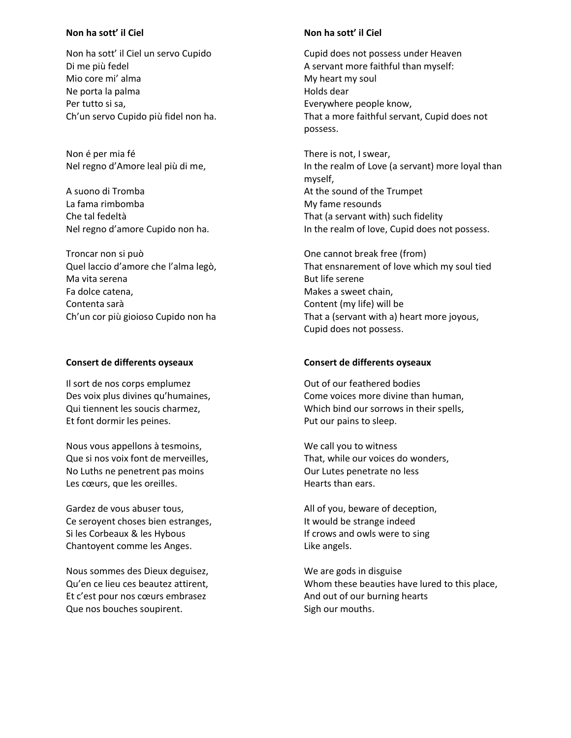**Non ha sott' il Ciel**

Non ha sott' il Ciel un servo Cupido
Di me più fedel
Mio core mi' alma
Ne porta la palma
Per tutto si sa,
Ch'un servo Cupido più fidel non ha.

Non é per mia fé
Nel regno d'Amore leal più di me,

A suono di Tromba
La fama rimbomba
Che tal fedeltà
Nel regno d'amore Cupido non ha.

Troncar non si può
Quel laccio d'amore che l'alma legò,
Ma vita serena
Fa dolce catena,
Contenta sarà
Ch'un cor più gioioso Cupido non ha

**Non ha sott' il Ciel**

Cupid does not possess under Heaven
A servant more faithful than myself:
My heart my soul
Holds dear
Everywhere people know,
That a more faithful servant, Cupid does not possess.

There is not, I swear,
In the realm of Love (a servant) more loyal than myself,
At the sound of the Trumpet
My fame resounds
That (a servant with) such fidelity
In the realm of love, Cupid does not possess.

One cannot break free (from)
That ensnarement of love which my soul tied
But life serene
Makes a sweet chain,
Content (my life) will be
That a (servant with a) heart more joyous,
Cupid does not possess.

**Consert de differents oyseaux**

Il sort de nos corps emplumez
Des voix plus divines qu'humaines,
Qui tiennent les soucis charmez,
Et font dormir les peines.

Nous vous appellons à tesmoins,
Que si nos voix font de merveilles,
No Luths ne penetrent pas moins
Les cœurs, que les oreilles.

Gardez de vous abuser tous,
Ce seroyent choses bien estranges,
Si les Corbeaux & les Hybous
Chantoyent comme les Anges.

Nous sommes des Dieux deguisez,
Qu'en ce lieu ces beautez attirent,
Et c'est pour nos cœurs embrasez
Que nos bouches soupirent.

**Consert de differents oyseaux**

Out of our feathered bodies
Come voices more divine than human,
Which bind our sorrows in their spells,
Put our pains to sleep.

We call you to witness
That, while our voices do wonders,
Our Lutes penetrate no less
Hearts than ears.

All of you, beware of deception,
It would be strange indeed
If crows and owls were to sing
Like angels.

We are gods in disguise
Whom these beauties have lured to this place,
And out of our burning hearts
Sigh our mouths.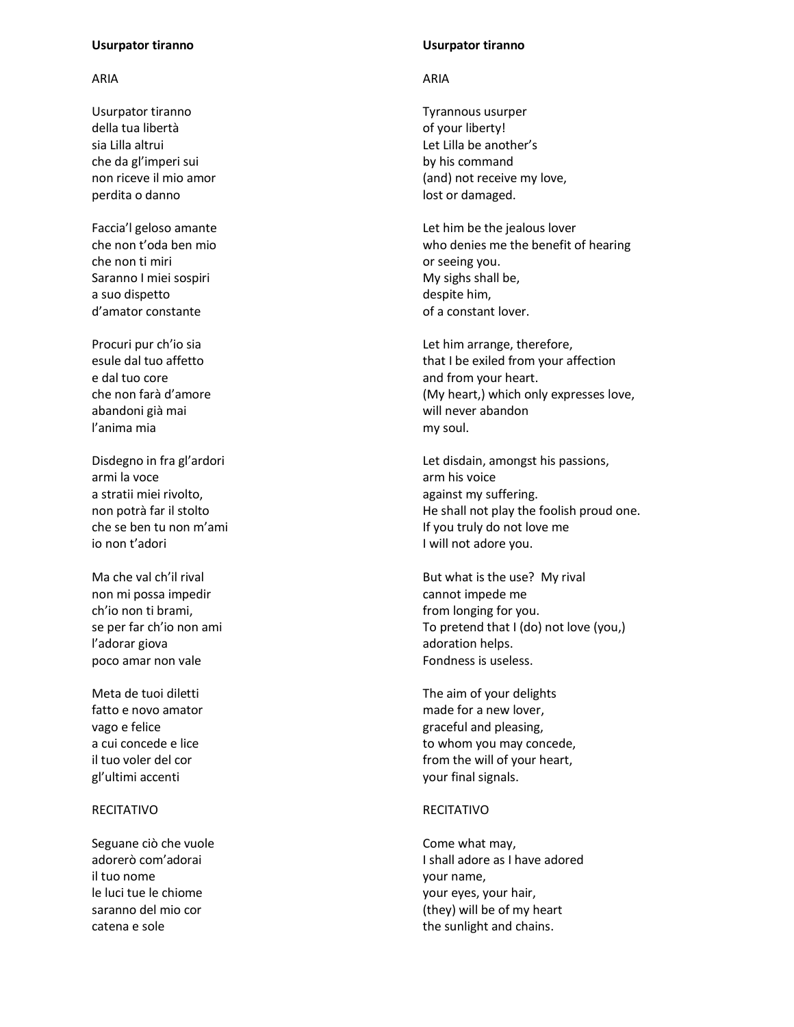**Usurpator tiranno**

ARIA

Usurpator tiranno
della tua libertà
sia Lilla altrui
che da gl'imperi sui
non riceve il mio amor
perdita o danno

Faccia'l geloso amante
che non t'oda ben mio
che non ti miri
Saranno I miei sospiri
a suo dispetto
d'amator constante

Procuri pur ch'io sia
esule dal tuo affetto
e dal tuo core
che non farà d'amore
abandoni già mai
l'anima mia

Disdegno in fra gl'ardori
armi la voce
a stratii miei rivolto,
non potrà far il stolto
che se ben tu non m'ami
io non t'adori

Ma che val ch'il rival
non mi possa impedir
ch'io non ti brami,
se per far ch'io non ami
l'adorar giova
poco amar non vale

Meta de tuoi diletti
fatto e novo amator
vago e felice
a cui concede e lice
il tuo voler del cor
gl'ultimi accenti

RECITATIVO

Seguane ciò che vuole
adorerò com'adorai
il tuo nome
le luci tue le chiome
saranno del mio cor
catena e sole

**Usurpator tiranno**

ARIA

Tyrannous usurper
of your liberty!
Let Lilla be another's
by his command
(and) not receive my love,
lost or damaged.

Let him be the jealous lover
who denies me the benefit of hearing
or seeing you.
My sighs shall be,
despite him,
of a constant lover.

Let him arrange, therefore,
that I be exiled from your affection
and from your heart.
(My heart,) which only expresses love,
will never abandon
my soul.

Let disdain, amongst his passions,
arm his voice
against my suffering.
He shall not play the foolish proud one.
If you truly do not love me
I will not adore you.

But what is the use? My rival
cannot impede me
from longing for you.
To pretend that I (do) not love (you,)
adoration helps.
Fondness is useless.

The aim of your delights
made for a new lover,
graceful and pleasing,
to whom you may concede,
from the will of your heart,
your final signals.

RECITATIVO

Come what may,
I shall adore as I have adored
your name,
your eyes, your hair,
(they) will be of my heart
the sunlight and chains.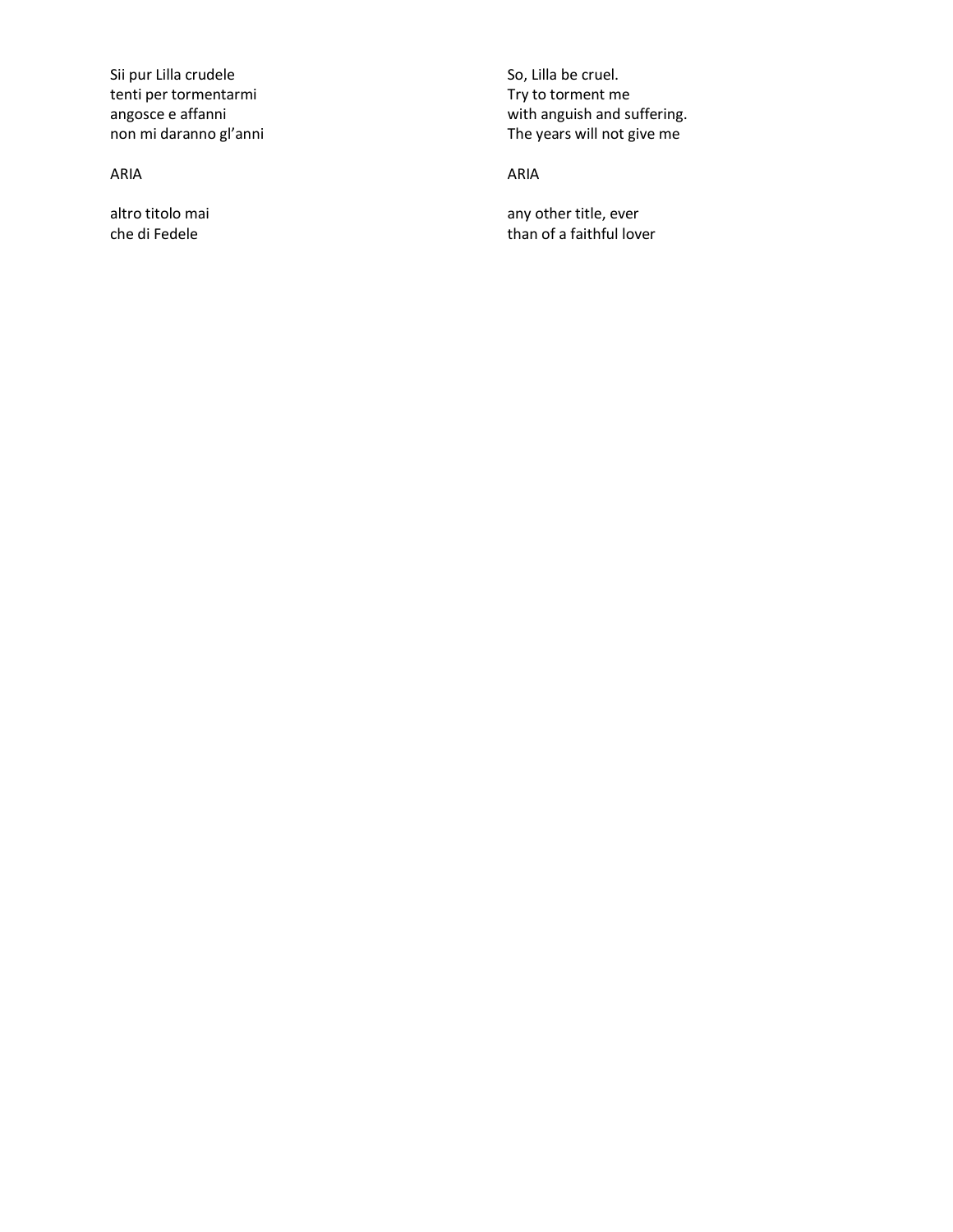Sii pur Lilla crudele
tenti per tormentarmi
angosce e affanni
non mi daranno gl’anni

So, Lilla be cruel.
Try to torment me
with anguish and suffering.
The years will not give me

ARIA

altro titolo mai
che di Fedele

any other title, ever
than of a faithful lover